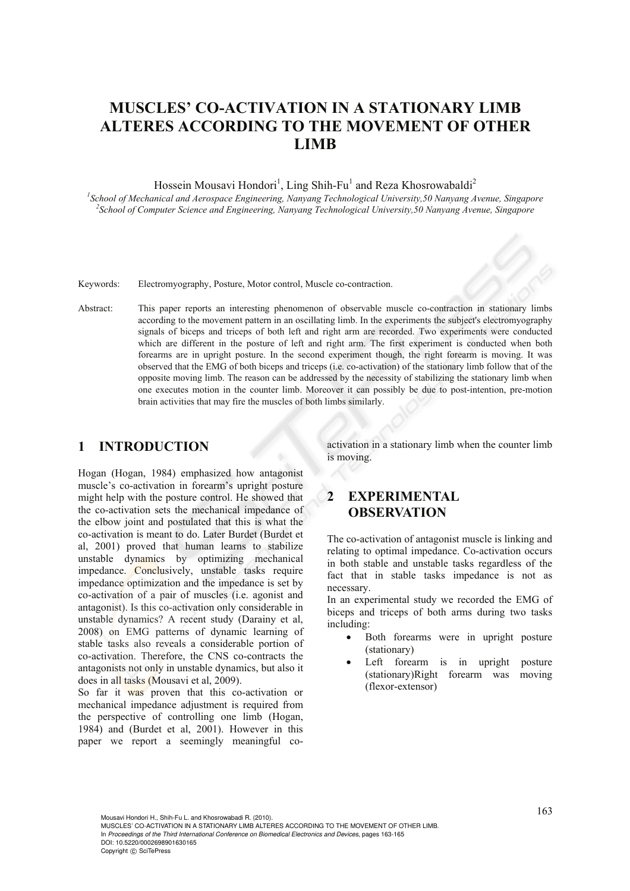# MUSCLES' CO-ACTIVATION IN A STATIONARY LIMB ALTERES ACCORDING TO THE MOVEMENT OF OTHER LIMB

Hossein Mousavi Hondori[1], Ling Shih-Fu[1] and Reza Khosrowabaldi[2]

[1]School of Mechanical and Aerospace Engineering, Nanyang Technological University,50 Nanyang Avenue, Singapore
[2]School of Computer Science and Engineering, Nanyang Technological University,50 Nanyang Avenue, Singapore

Keywords: Electromyography, Posture, Motor control, Muscle co-contraction.

Abstract: This paper reports an interesting phenomenon of observable muscle co-contraction in stationary limbs according to the movement pattern in an oscillating limb. In the experiments the subject's electromyography signals of biceps and triceps of both left and right arm are recorded. Two experiments were conducted which are different in the posture of left and right arm. The first experiment is conducted when both forearms are in upright posture. In the second experiment though, the right forearm is moving. It was observed that the EMG of both biceps and triceps (i.e. co-activation) of the stationary limb follow that of the opposite moving limb. The reason can be addressed by the necessity of stabilizing the stationary limb when one executes motion in the counter limb. Moreover it can possibly be due to post-intention, pre-motion brain activities that may fire the muscles of both limbs similarly.

## 1 INTRODUCTION

Hogan (Hogan, 1984) emphasized how antagonist muscle's co-activation in forearm's upright posture might help with the posture control. He showed that the co-activation sets the mechanical impedance of the elbow joint and postulated that this is what the co-activation is meant to do. Later Burdet (Burdet et al, 2001) proved that human learns to stabilize unstable dynamics by optimizing mechanical impedance. Conclusively, unstable tasks require impedance optimization and the impedance is set by co-activation of a pair of muscles (i.e. agonist and antagonist). Is this co-activation only considerable in unstable dynamics? A recent study (Darainy et al, 2008) on EMG patterns of dynamic learning of stable tasks also reveals a considerable portion of co-activation. Therefore, the CNS co-contracts the antagonists not only in unstable dynamics, but also it does in all tasks (Mousavi et al, 2009).

So far it was proven that this co-activation or mechanical impedance adjustment is required from the perspective of controlling one limb (Hogan, 1984) and (Burdet et al, 2001). However in this paper we report a seemingly meaningful co-activation in a stationary limb when the counter limb is moving.

## 2 EXPERIMENTAL OBSERVATION

The co-activation of antagonist muscle is linking and relating to optimal impedance. Co-activation occurs in both stable and unstable tasks regardless of the fact that in stable tasks impedance is not as necessary.

In an experimental study we recorded the EMG of biceps and triceps of both arms during two tasks including:

- Both forearms were in upright posture (stationary)
- Left forearm is in upright posture (stationary)Right forearm was moving (flexor-extensor)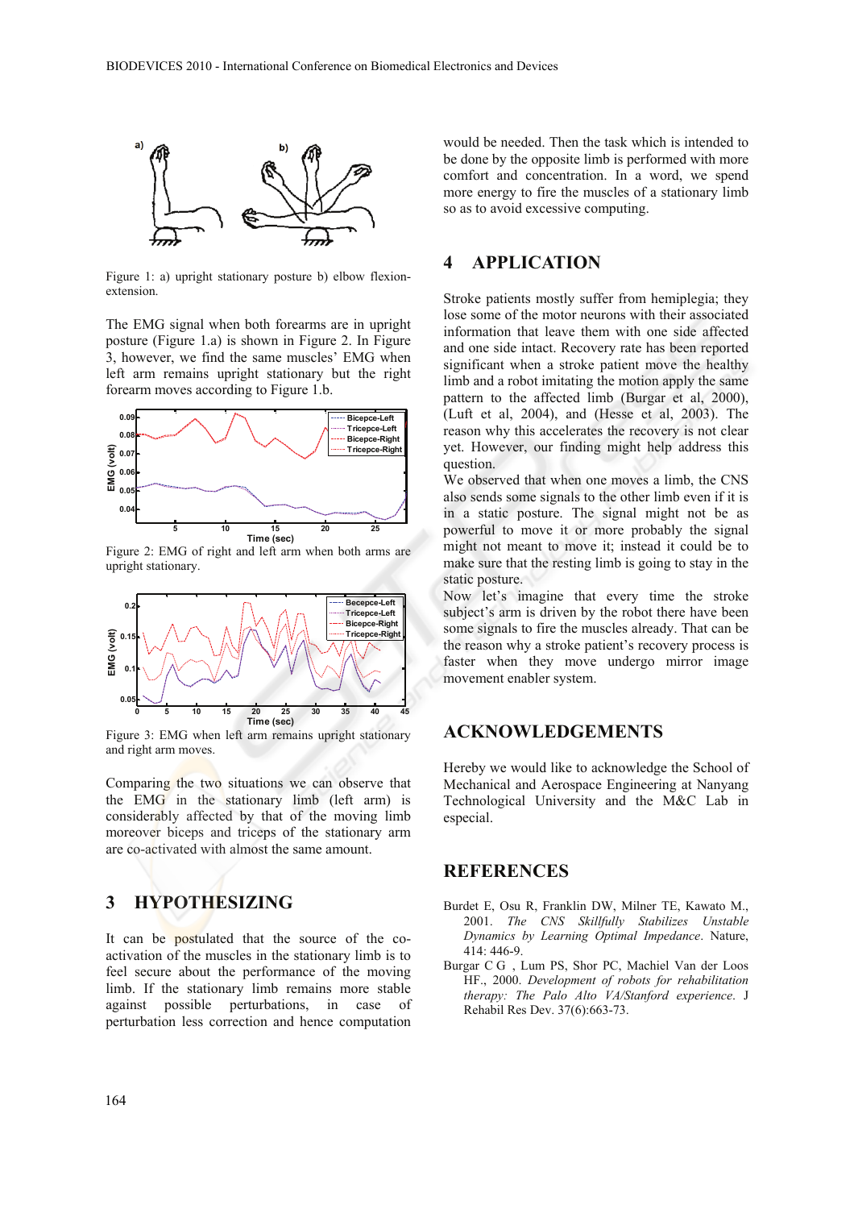Figure 1: a) upright stationary posture b) elbow flexion-extension.

The EMG signal when both forearms are in upright posture (Figure 1.a) is shown in Figure 2. In Figure 3, however, we find the same muscles' EMG when left arm remains upright stationary but the right forearm moves according to Figure 1.b.

Figure 2: EMG of right and left arm when both arms are upright stationary.

Figure 3: EMG when left arm remains upright stationary and right arm moves.

Comparing the two situations we can observe that the EMG in the stationary limb (left arm) is considerably affected by that of the moving limb moreover biceps and triceps of the stationary arm are co-activated with almost the same amount.

## 3 HYPOTHESIZING

It can be postulated that the source of the co-activation of the muscles in the stationary limb is to feel secure about the performance of the moving limb. If the stationary limb remains more stable against possible perturbations, in case of perturbation less correction and hence computation would be needed. Then the task which is intended to be done by the opposite limb is performed with more comfort and concentration. In a word, we spend more energy to fire the muscles of a stationary limb so as to avoid excessive computing.

## 4 APPLICATION

Stroke patients mostly suffer from hemiplegia; they lose some of the motor neurons with their associated information that leave them with one side affected and one side intact. Recovery rate has been reported significant when a stroke patient move the healthy limb and a robot imitating the motion apply the same pattern to the affected limb (Burgar et al, 2000), (Luft et al, 2004), and (Hesse et al, 2003). The reason why this accelerates the recovery is not clear yet. However, our finding might help address this question.

We observed that when one moves a limb, the CNS also sends some signals to the other limb even if it is in a static posture. The signal might not be as powerful to move it or more probably the signal might not meant to move it; instead it could be to make sure that the resting limb is going to stay in the static posture.

Now let's imagine that every time the stroke subject's arm is driven by the robot there have been some signals to fire the muscles already. That can be the reason why a stroke patient's recovery process is faster when they move undergo mirror image movement enabler system.

## ACKNOWLEDGEMENTS

Hereby we would like to acknowledge the School of Mechanical and Aerospace Engineering at Nanyang Technological University and the M&C Lab in especial.

## REFERENCES

Burdet E, Osu R, Franklin DW, Milner TE, Kawato M., 2001. *The CNS Skillfully Stabilizes Unstable Dynamics by Learning Optimal Impedance*. Nature, 414: 446-9.

Burgar C G , Lum PS, Shor PC, Machiel Van der Loos HF., 2000. *Development of robots for rehabilitation therapy: The Palo Alto VA/Stanford experience*. J Rehabil Res Dev. 37(6):663-73.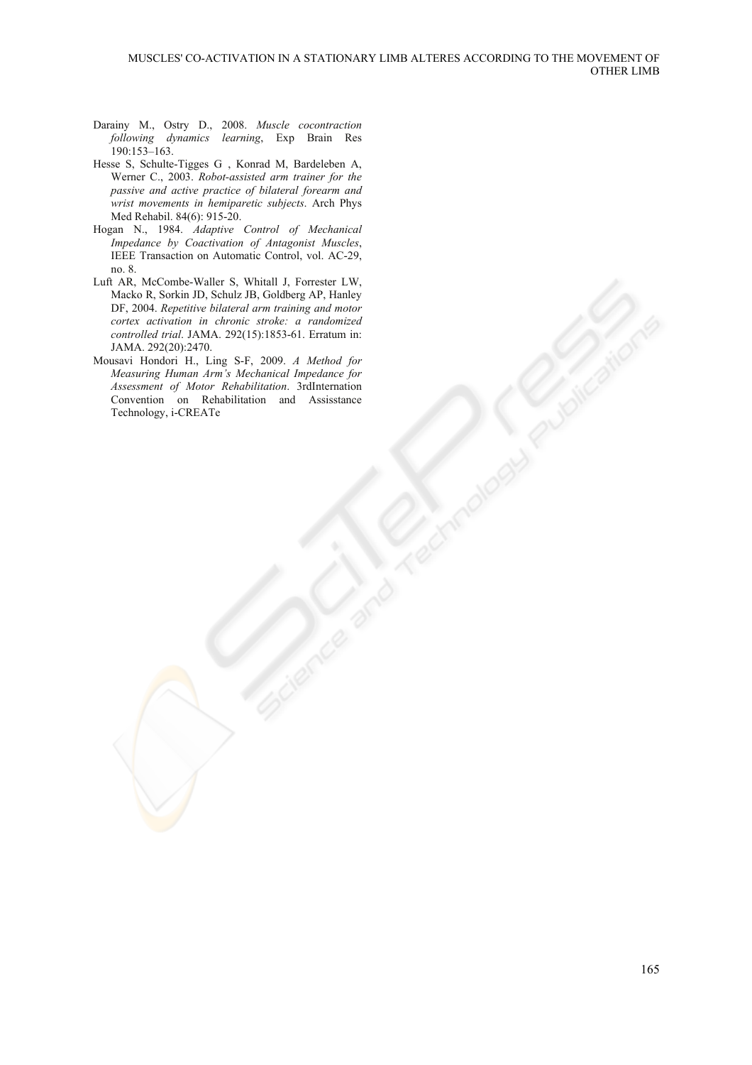Darainy M., Ostry D., 2008. *Muscle cocontraction following dynamics learning*, Exp Brain Res 190:153–163.

Hesse S, Schulte-Tigges G , Konrad M, Bardeleben A, Werner C., 2003. *Robot-assisted arm trainer for the passive and active practice of bilateral forearm and wrist movements in hemiparetic subjects*. Arch Phys Med Rehabil. 84(6): 915-20.

Hogan N., 1984. *Adaptive Control of Mechanical Impedance by Coactivation of Antagonist Muscles*, IEEE Transaction on Automatic Control, vol. AC-29, no. 8.

Luft AR, McCombe-Waller S, Whitall J, Forrester LW, Macko R, Sorkin JD, Schulz JB, Goldberg AP, Hanley DF, 2004. *Repetitive bilateral arm training and motor cortex activation in chronic stroke: a randomized controlled trial*. JAMA. 292(15):1853-61. Erratum in: JAMA. 292(20):2470.

Mousavi Hondori H., Ling S-F, 2009. *A Method for Measuring Human Arm's Mechanical Impedance for Assessment of Motor Rehabilitation*. 3rdInternation Convention on Rehabilitation and Assisstance Technology, i-CREATe